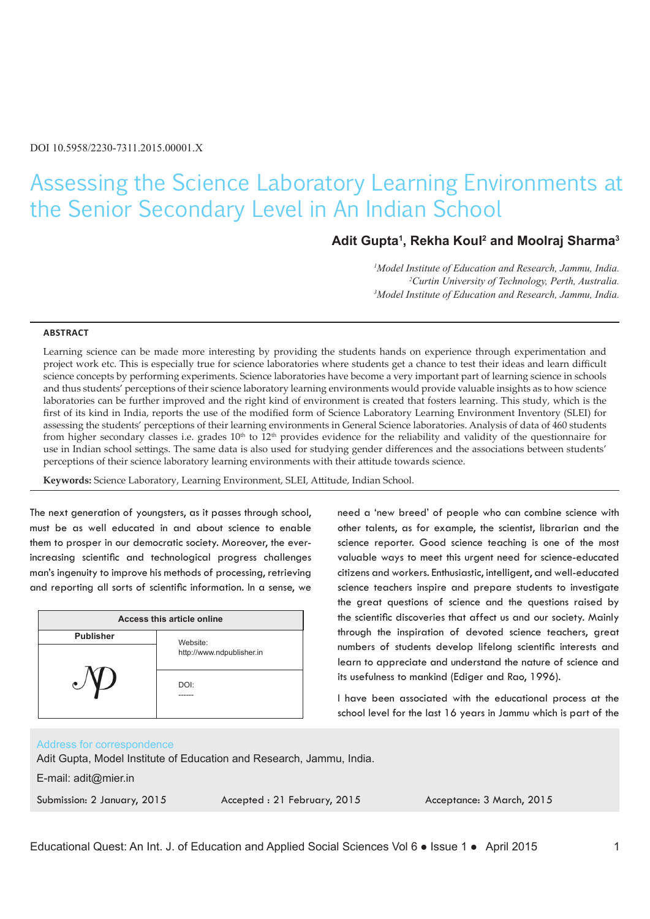DOI 10.5958/2230-7311.2015.00001.X

# Assessing the Science Laboratory Learning Environments at the Senior Secondary Level in An Indian School

**Adit Gupta[1], Rekha Koul[2] and Moolraj Sharma[3]**

*[1]Model Institute of Education and Research, Jammu, India.*
*[2]Curtin University of Technology, Perth, Australia.*
*[3]Model Institute of Education and Research, Jammu, India.*

## ABSTRACT

Learning science can be made more interesting by providing the students hands on experience through experimentation and project work etc. This is especially true for science laboratories where students get a chance to test their ideas and learn difficult science concepts by performing experiments. Science laboratories have become a very important part of learning science in schools and thus students' perceptions of their science laboratory learning environments would provide valuable insights as to how science laboratories can be further improved and the right kind of environment is created that fosters learning. This study, which is the first of its kind in India, reports the use of the modified form of Science Laboratory Learning Environment Inventory (SLEI) for assessing the students' perceptions of their learning environments in General Science laboratories. Analysis of data of 460 students from higher secondary classes i.e. grades 10th to 12th provides evidence for the reliability and validity of the questionnaire for use in Indian school settings. The same data is also used for studying gender differences and the associations between students' perceptions of their science laboratory learning environments with their attitude towards science.

**Keywords:** Science Laboratory, Learning Environment, SLEI, Attitude, Indian School.

The next generation of youngsters, as it passes through school, must be as well educated in and about science to enable them to prosper in our democratic society. Moreover, the ever-increasing scientific and technological progress challenges man's ingenuity to improve his methods of processing, retrieving and reporting all sorts of scientific information. In a sense, we need a 'new breed' of people who can combine science with other talents, as for example, the scientist, librarian and the science reporter. Good science teaching is one of the most valuable ways to meet this urgent need for science-educated citizens and workers. Enthusiastic, intelligent, and well-educated science teachers inspire and prepare students to investigate the great questions of science and the questions raised by the scientific discoveries that affect us and our society. Mainly through the inspiration of devoted science teachers, great numbers of students develop lifelong scientific interests and learn to appreciate and understand the nature of science and its usefulness to mankind (Ediger and Rao, 1996).

I have been associated with the educational process at the school level for the last 16 years in Jammu which is part of the

| Access this article online | |
|---|---|
| Publisher | Website: http://www.ndpublisher.in |
| | DOI: ------ |

Address for correspondence

Adit Gupta, Model Institute of Education and Research, Jammu, India.

E-mail: adit@mier.in

Submission: 2 January, 2015 Accepted : 21 February, 2015 Acceptance: 3 March, 2015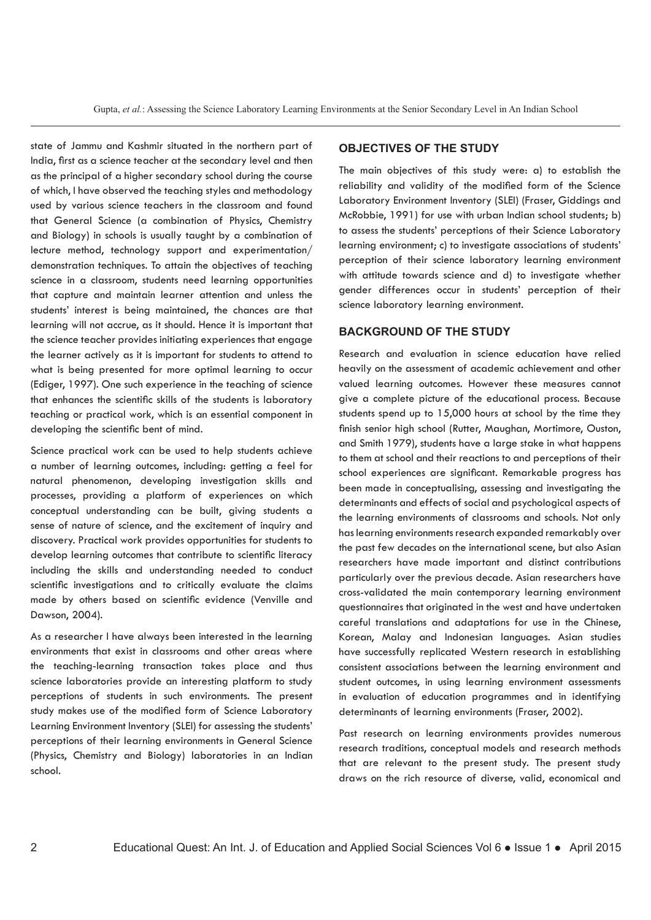state of Jammu and Kashmir situated in the northern part of India, first as a science teacher at the secondary level and then as the principal of a higher secondary school during the course of which, I have observed the teaching styles and methodology used by various science teachers in the classroom and found that General Science (a combination of Physics, Chemistry and Biology) in schools is usually taught by a combination of lecture method, technology support and experimentation/ demonstration techniques. To attain the objectives of teaching science in a classroom, students need learning opportunities that capture and maintain learner attention and unless the students' interest is being maintained, the chances are that learning will not accrue, as it should. Hence it is important that the science teacher provides initiating experiences that engage the learner actively as it is important for students to attend to what is being presented for more optimal learning to occur (Ediger, 1997). One such experience in the teaching of science that enhances the scientific skills of the students is laboratory teaching or practical work, which is an essential component in developing the scientific bent of mind.

Science practical work can be used to help students achieve a number of learning outcomes, including: getting a feel for natural phenomenon, developing investigation skills and processes, providing a platform of experiences on which conceptual understanding can be built, giving students a sense of nature of science, and the excitement of inquiry and discovery. Practical work provides opportunities for students to develop learning outcomes that contribute to scientific literacy including the skills and understanding needed to conduct scientific investigations and to critically evaluate the claims made by others based on scientific evidence (Venville and Dawson, 2004).

As a researcher I have always been interested in the learning environments that exist in classrooms and other areas where the teaching-learning transaction takes place and thus science laboratories provide an interesting platform to study perceptions of students in such environments. The present study makes use of the modified form of Science Laboratory Learning Environment Inventory (SLEI) for assessing the students' perceptions of their learning environments in General Science (Physics, Chemistry and Biology) laboratories in an Indian school.

## OBJECTIVES OF THE STUDY

The main objectives of this study were: a) to establish the reliability and validity of the modified form of the Science Laboratory Environment Inventory (SLEI) (Fraser, Giddings and McRobbie, 1991) for use with urban Indian school students; b) to assess the students' perceptions of their Science Laboratory learning environment; c) to investigate associations of students' perception of their science laboratory learning environment with attitude towards science and d) to investigate whether gender differences occur in students' perception of their science laboratory learning environment.

## BACKGROUND OF THE STUDY

Research and evaluation in science education have relied heavily on the assessment of academic achievement and other valued learning outcomes. However these measures cannot give a complete picture of the educational process. Because students spend up to 15,000 hours at school by the time they finish senior high school (Rutter, Maughan, Mortimore, Ouston, and Smith 1979), students have a large stake in what happens to them at school and their reactions to and perceptions of their school experiences are significant. Remarkable progress has been made in conceptualising, assessing and investigating the determinants and effects of social and psychological aspects of the learning environments of classrooms and schools. Not only has learning environments research expanded remarkably over the past few decades on the international scene, but also Asian researchers have made important and distinct contributions particularly over the previous decade. Asian researchers have cross-validated the main contemporary learning environment questionnaires that originated in the west and have undertaken careful translations and adaptations for use in the Chinese, Korean, Malay and Indonesian languages. Asian studies have successfully replicated Western research in establishing consistent associations between the learning environment and student outcomes, in using learning environment assessments in evaluation of education programmes and in identifying determinants of learning environments (Fraser, 2002).

Past research on learning environments provides numerous research traditions, conceptual models and research methods that are relevant to the present study. The present study draws on the rich resource of diverse, valid, economical and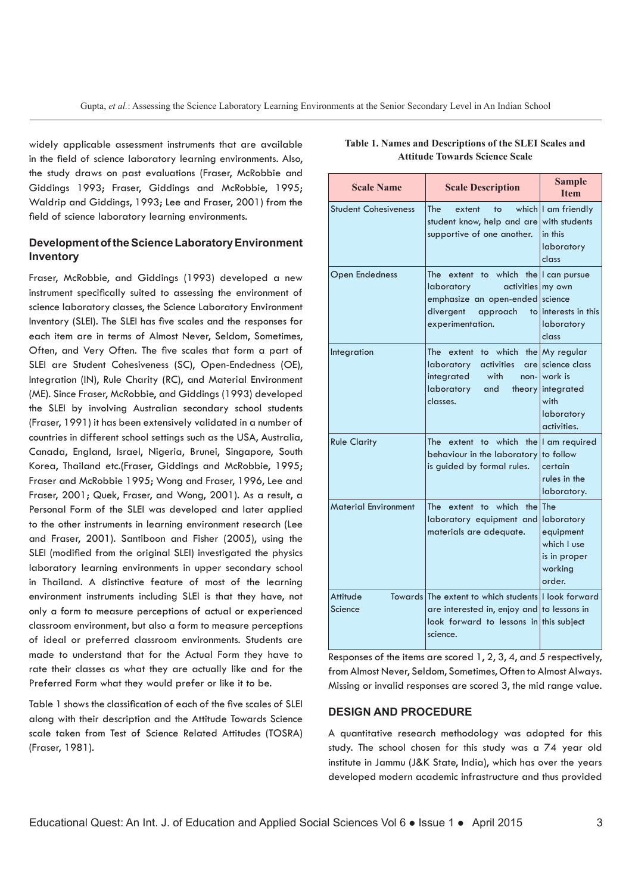widely applicable assessment instruments that are available in the field of science laboratory learning environments. Also, the study draws on past evaluations (Fraser, McRobbie and Giddings 1993; Fraser, Giddings and McRobbie, 1995; Waldrip and Giddings, 1993; Lee and Fraser, 2001) from the field of science laboratory learning environments.

### Development of the Science Laboratory Environment Inventory

Fraser, McRobbie, and Giddings (1993) developed a new instrument specifically suited to assessing the environment of science laboratory classes, the Science Laboratory Environment Inventory (SLEI). The SLEI has five scales and the responses for each item are in terms of Almost Never, Seldom, Sometimes, Often, and Very Often. The five scales that form a part of SLEI are Student Cohesiveness (SC), Open-Endedness (OE), Integration (IN), Rule Charity (RC), and Material Environment (ME). Since Fraser, McRobbie, and Giddings (1993) developed the SLEI by involving Australian secondary school students (Fraser, 1991) it has been extensively validated in a number of countries in different school settings such as the USA, Australia, Canada, England, Israel, Nigeria, Brunei, Singapore, South Korea, Thailand etc.(Fraser, Giddings and McRobbie, 1995; Fraser and McRobbie 1995; Wong and Fraser, 1996, Lee and Fraser, 2001; Quek, Fraser, and Wong, 2001). As a result, a Personal Form of the SLEI was developed and later applied to the other instruments in learning environment research (Lee and Fraser, 2001). Santiboon and Fisher (2005), using the SLEI (modified from the original SLEI) investigated the physics laboratory learning environments in upper secondary school in Thailand. A distinctive feature of most of the learning environment instruments including SLEI is that they have, not only a form to measure perceptions of actual or experienced classroom environment, but also a form to measure perceptions of ideal or preferred classroom environments. Students are made to understand that for the Actual Form they have to rate their classes as what they are actually like and for the Preferred Form what they would prefer or like it to be.

Table 1 shows the classification of each of the five scales of SLEI along with their description and the Attitude Towards Science scale taken from Test of Science Related Attitudes (TOSRA) (Fraser, 1981).

**Table 1. Names and Descriptions of the SLEI Scales and Attitude Towards Science Scale**

| Scale Name | Scale Description | Sample Item |
|---|---|---|
| Student Cohesiveness | The extent to which student know, help and are supportive of one another. | I am friendly with students in this laboratory class |
| Open Endedness | The extent to which the laboratory activities emphasize an open-ended divergent approach to experimentation. | I can pursue my own science interests in this laboratory class |
| Integration | The extent to which the laboratory activities are integrated with non-laboratory and theory classes. | My regular science class work is integrated with laboratory activities. |
| Rule Clarity | The extent to which the behaviour in the laboratory is guided by formal rules. | I am required to follow certain rules in the laboratory. |
| Material Environment | The extent to which the laboratory equipment and materials are adequate. | The laboratory equipment which I use is in proper working order. |
| Attitude Towards Science | The extent to which students are interested in, enjoy and look forward to lessons in science. | I look forward to lessons in this subject |

Responses of the items are scored 1, 2, 3, 4, and 5 respectively, from Almost Never, Seldom, Sometimes, Often to Almost Always. Missing or invalid responses are scored 3, the mid range value.

## DESIGN AND PROCEDURE

A quantitative research methodology was adopted for this study. The school chosen for this study was a 74 year old institute in Jammu (J&K State, India), which has over the years developed modern academic infrastructure and thus provided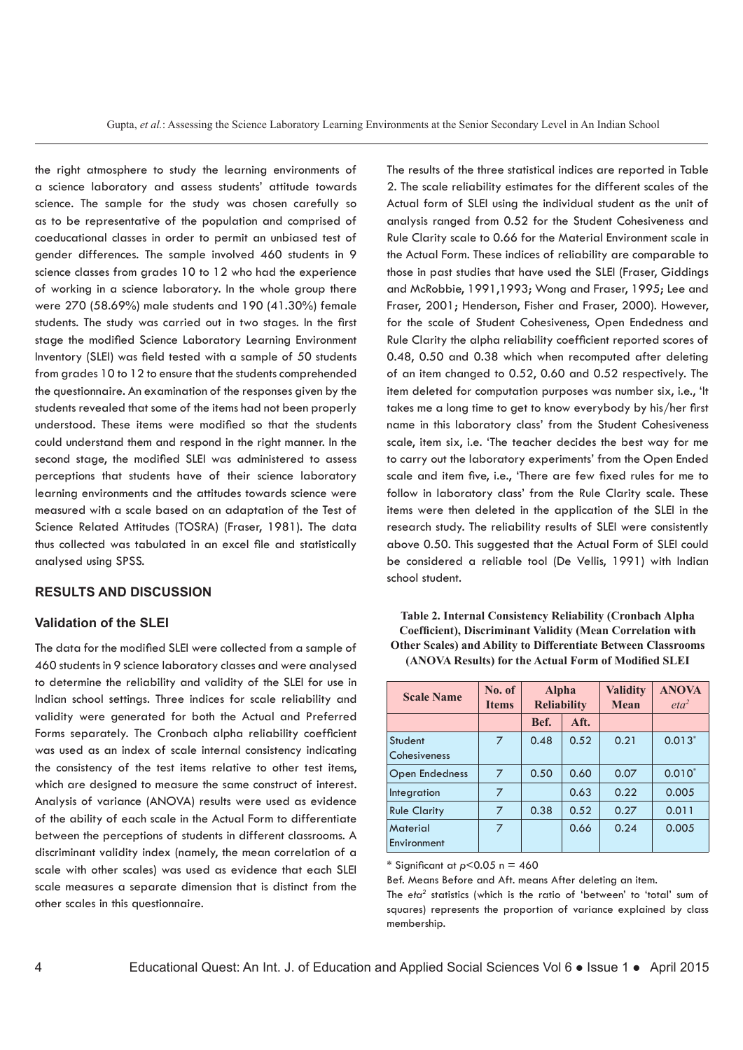the right atmosphere to study the learning environments of a science laboratory and assess students' attitude towards science. The sample for the study was chosen carefully so as to be representative of the population and comprised of coeducational classes in order to permit an unbiased test of gender differences. The sample involved 460 students in 9 science classes from grades 10 to 12 who had the experience of working in a science laboratory. In the whole group there were 270 (58.69%) male students and 190 (41.30%) female students. The study was carried out in two stages. In the first stage the modified Science Laboratory Learning Environment Inventory (SLEI) was field tested with a sample of 50 students from grades 10 to 12 to ensure that the students comprehended the questionnaire. An examination of the responses given by the students revealed that some of the items had not been properly understood. These items were modified so that the students could understand them and respond in the right manner. In the second stage, the modified SLEI was administered to assess perceptions that students have of their science laboratory learning environments and the attitudes towards science were measured with a scale based on an adaptation of the Test of Science Related Attitudes (TOSRA) (Fraser, 1981). The data thus collected was tabulated in an excel file and statistically analysed using SPSS.

## RESULTS AND DISCUSSION

### Validation of the SLEI

The data for the modified SLEI were collected from a sample of 460 students in 9 science laboratory classes and were analysed to determine the reliability and validity of the SLEI for use in Indian school settings. Three indices for scale reliability and validity were generated for both the Actual and Preferred Forms separately. The Cronbach alpha reliability coefficient was used as an index of scale internal consistency indicating the consistency of the test items relative to other test items, which are designed to measure the same construct of interest. Analysis of variance (ANOVA) results were used as evidence of the ability of each scale in the Actual Form to differentiate between the perceptions of students in different classrooms. A discriminant validity index (namely, the mean correlation of a scale with other scales) was used as evidence that each SLEI scale measures a separate dimension that is distinct from the other scales in this questionnaire.

The results of the three statistical indices are reported in Table 2. The scale reliability estimates for the different scales of the Actual form of SLEI using the individual student as the unit of analysis ranged from 0.52 for the Student Cohesiveness and Rule Clarity scale to 0.66 for the Material Environment scale in the Actual Form. These indices of reliability are comparable to those in past studies that have used the SLEI (Fraser, Giddings and McRobbie, 1991,1993; Wong and Fraser, 1995; Lee and Fraser, 2001; Henderson, Fisher and Fraser, 2000). However, for the scale of Student Cohesiveness, Open Endedness and Rule Clarity the alpha reliability coefficient reported scores of 0.48, 0.50 and 0.38 which when recomputed after deleting of an item changed to 0.52, 0.60 and 0.52 respectively. The item deleted for computation purposes was number six, i.e., 'It takes me a long time to get to know everybody by his/her first name in this laboratory class' from the Student Cohesiveness scale, item six, i.e. 'The teacher decides the best way for me to carry out the laboratory experiments' from the Open Ended scale and item five, i.e., 'There are few fixed rules for me to follow in laboratory class' from the Rule Clarity scale. These items were then deleted in the application of the SLEI in the research study. The reliability results of SLEI were consistently above 0.50. This suggested that the Actual Form of SLEI could be considered a reliable tool (De Vellis, 1991) with Indian school student.

**Table 2. Internal Consistency Reliability (Cronbach Alpha Coefficient), Discriminant Validity (Mean Correlation with Other Scales) and Ability to Differentiate Between Classrooms (ANOVA Results) for the Actual Form of Modified SLEI**

| Scale Name | No. of Items | Alpha Reliability | | Validity Mean | ANOVA $eta^2$ |
|---|---|---|---|---|---|
| | | Bef. | Aft. | | |
| Student Cohesiveness | 7 | 0.48 | 0.52 | 0.21 | 0.013* |
| Open Endedness | 7 | 0.50 | 0.60 | 0.07 | 0.010* |
| Integration | 7 | | 0.63 | 0.22 | 0.005 |
| Rule Clarity | 7 | 0.38 | 0.52 | 0.27 | 0.011 |
| Material Environment | 7 | | 0.66 | 0.24 | 0.005 |

* Significant at $p<0.05$ n = 460

Bef. Means Before and Aft. means After deleting an item.

The $eta^2$ statistics (which is the ratio of 'between' to 'total' sum of squares) represents the proportion of variance explained by class membership.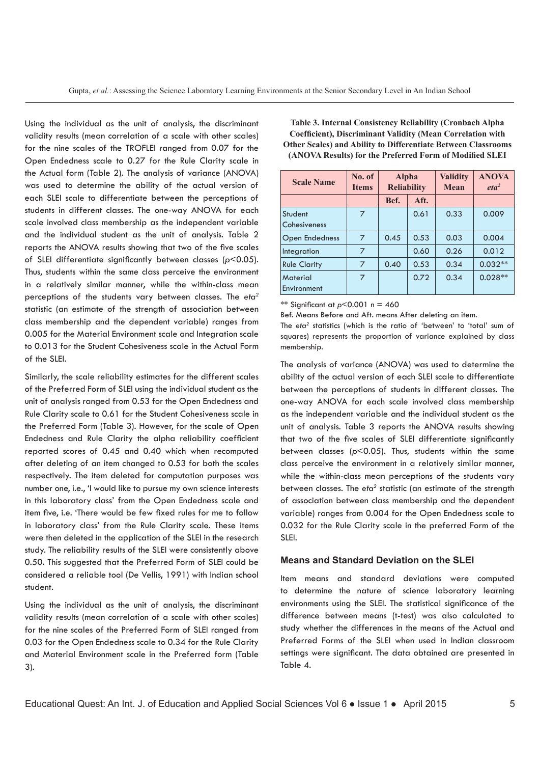Using the individual as the unit of analysis, the discriminant validity results (mean correlation of a scale with other scales) for the nine scales of the TROFLEI ranged from 0.07 for the Open Endedness scale to 0.27 for the Rule Clarity scale in the Actual form (Table 2). The analysis of variance (ANOVA) was used to determine the ability of the actual version of each SLEI scale to differentiate between the perceptions of students in different classes. The one-way ANOVA for each scale involved class membership as the independent variable and the individual student as the unit of analysis. Table 2 reports the ANOVA results showing that two of the five scales of SLEI differentiate significantly between classes ($p<0.05$). Thus, students within the same class perceive the environment in a relatively similar manner, while the within-class mean perceptions of the students vary between classes. The $eta^2$ statistic (an estimate of the strength of association between class membership and the dependent variable) ranges from 0.005 for the Material Environment scale and Integration scale to 0.013 for the Student Cohesiveness scale in the Actual Form of the SLEI.

Similarly, the scale reliability estimates for the different scales of the Preferred Form of SLEI using the individual student as the unit of analysis ranged from 0.53 for the Open Endedness and Rule Clarity scale to 0.61 for the Student Cohesiveness scale in the Preferred Form (Table 3). However, for the scale of Open Endedness and Rule Clarity the alpha reliability coefficient reported scores of 0.45 and 0.40 which when recomputed after deleting of an item changed to 0.53 for both the scales respectively. The item deleted for computation purposes was number one, i.e., 'I would like to pursue my own science interests in this laboratory class' from the Open Endedness scale and item five, i.e. 'There would be few fixed rules for me to follow in laboratory class' from the Rule Clarity scale. These items were then deleted in the application of the SLEI in the research study. The reliability results of the SLEI were consistently above 0.50. This suggested that the Preferred Form of SLEI could be considered a reliable tool (De Vellis, 1991) with Indian school student.

Using the individual as the unit of analysis, the discriminant validity results (mean correlation of a scale with other scales) for the nine scales of the Preferred Form of SLEI ranged from 0.03 for the Open Endedness scale to 0.34 for the Rule Clarity and Material Environment scale in the Preferred form (Table 3).

**Table 3. Internal Consistency Reliability (Cronbach Alpha Coefficient), Discriminant Validity (Mean Correlation with Other Scales) and Ability to Differentiate Between Classrooms (ANOVA Results) for the Preferred Form of Modified SLEI**

| Scale Name | No. of Items | Alpha Reliability | | Validity Mean | ANOVA $eta^2$ |
|---|---|---|---|---|---|
| | | Bef. | Aft. | | |
| Student Cohesiveness | 7 | | 0.61 | 0.33 | 0.009 |
| Open Endedness | 7 | 0.45 | 0.53 | 0.03 | 0.004 |
| Integration | 7 | | 0.60 | 0.26 | 0.012 |
| Rule Clarity | 7 | 0.40 | 0.53 | 0.34 | 0.032** |
| Material Environment | 7 | | 0.72 | 0.34 | 0.028** |

** Significant at $p<0.001$ n = 460

Bef. Means Before and Aft. means After deleting an item.

The $eta^2$ statistics (which is the ratio of 'between' to 'total' sum of squares) represents the proportion of variance explained by class membership.

The analysis of variance (ANOVA) was used to determine the ability of the actual version of each SLEI scale to differentiate between the perceptions of students in different classes. The one-way ANOVA for each scale involved class membership as the independent variable and the individual student as the unit of analysis. Table 3 reports the ANOVA results showing that two of the five scales of SLEI differentiate significantly between classes ($p<0.05$). Thus, students within the same class perceive the environment in a relatively similar manner, while the within-class mean perceptions of the students vary between classes. The $eta^2$ statistic (an estimate of the strength of association between class membership and the dependent variable) ranges from 0.004 for the Open Endedness scale to 0.032 for the Rule Clarity scale in the preferred Form of the SLEI.

### Means and Standard Deviation on the SLEI

Item means and standard deviations were computed to determine the nature of science laboratory learning environments using the SLEI. The statistical significance of the difference between means (t-test) was also calculated to study whether the differences in the means of the Actual and Preferred Forms of the SLEI when used in Indian classroom settings were significant. The data obtained are presented in Table 4.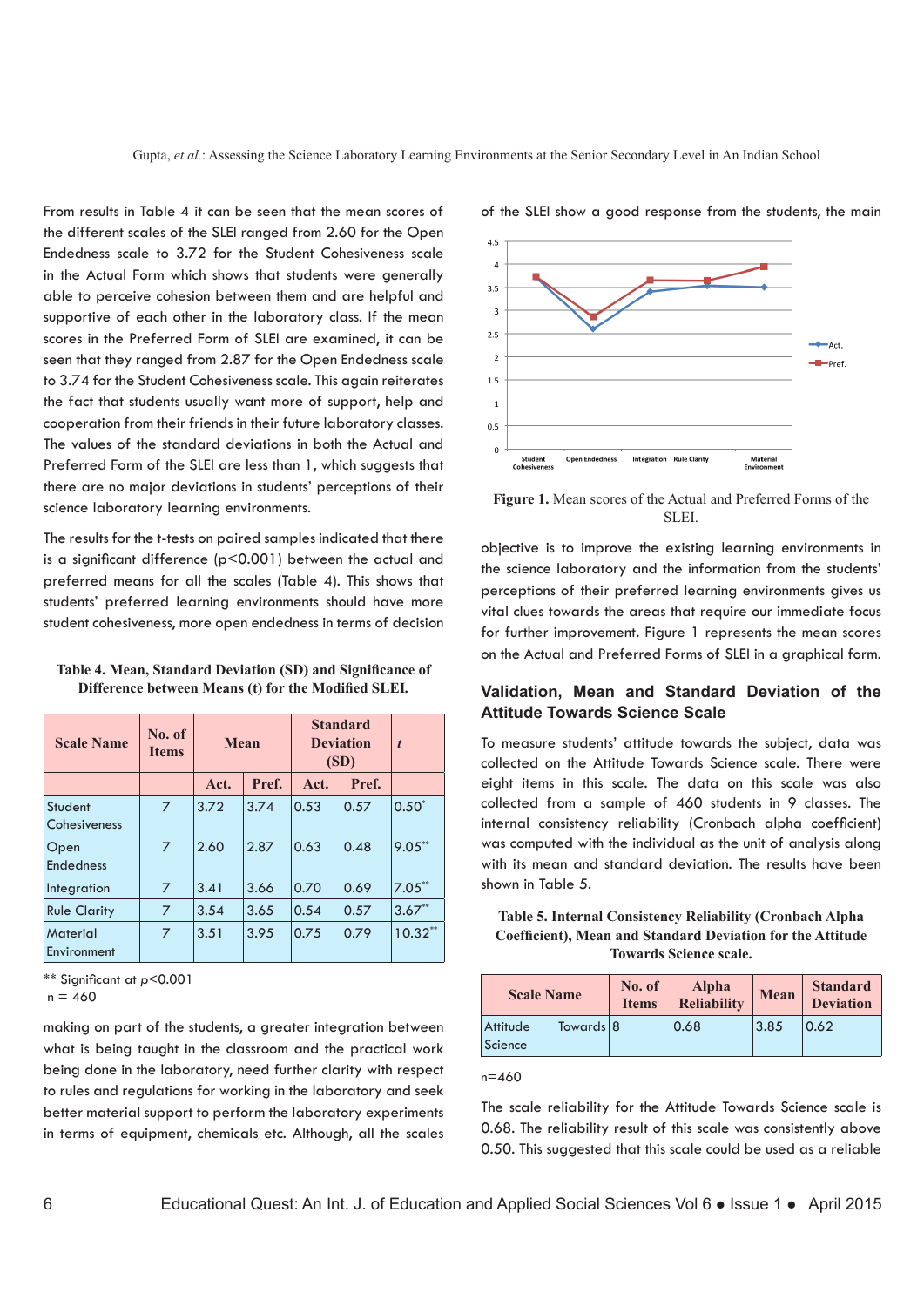From results in Table 4 it can be seen that the mean scores of the different scales of the SLEI ranged from 2.60 for the Open Endedness scale to 3.72 for the Student Cohesiveness scale in the Actual Form which shows that students were generally able to perceive cohesion between them and are helpful and supportive of each other in the laboratory class. If the mean scores in the Preferred Form of SLEI are examined, it can be seen that they ranged from 2.87 for the Open Endedness scale to 3.74 for the Student Cohesiveness scale. This again reiterates the fact that students usually want more of support, help and cooperation from their friends in their future laboratory classes. The values of the standard deviations in both the Actual and Preferred Form of the SLEI are less than 1, which suggests that there are no major deviations in students' perceptions of their science laboratory learning environments.

The results for the t-tests on paired samples indicated that there is a significant difference ($p<0.001$) between the actual and preferred means for all the scales (Table 4). This shows that students' preferred learning environments should have more student cohesiveness, more open endedness in terms of decision making on part of the students, a greater integration between what is being taught in the classroom and the practical work being done in the laboratory, need further clarity with respect to rules and regulations for working in the laboratory and seek better material support to perform the laboratory experiments in terms of equipment, chemicals etc. Although, all the scales of the SLEI show a good response from the students, the main objective is to improve the existing learning environments in the science laboratory and the information from the students' perceptions of their preferred learning environments gives us vital clues towards the areas that require our immediate focus for further improvement. Figure 1 represents the mean scores on the Actual and Preferred Forms of SLEI in a graphical form.

**Table 4. Mean, Standard Deviation (SD) and Significance of Difference between Means (t) for the Modified SLEI.**

| Scale Name | No. of Items | Mean | | Standard Deviation (SD) | | *t* |
|---|---|---|---|---|---|---|
| | | Act. | Pref. | Act. | Pref. | |
| Student Cohesiveness | 7 | 3.72 | 3.74 | 0.53 | 0.57 | 0.50* |
| Open Endedness | 7 | 2.60 | 2.87 | 0.63 | 0.48 | 9.05** |
| Integration | 7 | 3.41 | 3.66 | 0.70 | 0.69 | 7.05** |
| Rule Clarity | 7 | 3.54 | 3.65 | 0.54 | 0.57 | 3.67** |
| Material Environment | 7 | 3.51 | 3.95 | 0.75 | 0.79 | 10.32** |

** Significant at $p<0.001$
n = 460

**Figure 1.** Mean scores of the Actual and Preferred Forms of the SLEI.

## Validation, Mean and Standard Deviation of the Attitude Towards Science Scale

To measure students' attitude towards the subject, data was collected on the Attitude Towards Science scale. There were eight items in this scale. The data on this scale was also collected from a sample of 460 students in 9 classes. The internal consistency reliability (Cronbach alpha coefficient) was computed with the individual as the unit of analysis along with its mean and standard deviation. The results have been shown in Table 5.

**Table 5. Internal Consistency Reliability (Cronbach Alpha Coefficient), Mean and Standard Deviation for the Attitude Towards Science scale.**

| Scale Name | No. of Items | Alpha Reliability | Mean | Standard Deviation |
|---|---|---|---|---|
| Attitude Towards Science | 8 | 0.68 | 3.85 | 0.62 |

n=460

The scale reliability for the Attitude Towards Science scale is 0.68. The reliability result of this scale was consistently above 0.50. This suggested that this scale could be used as a reliable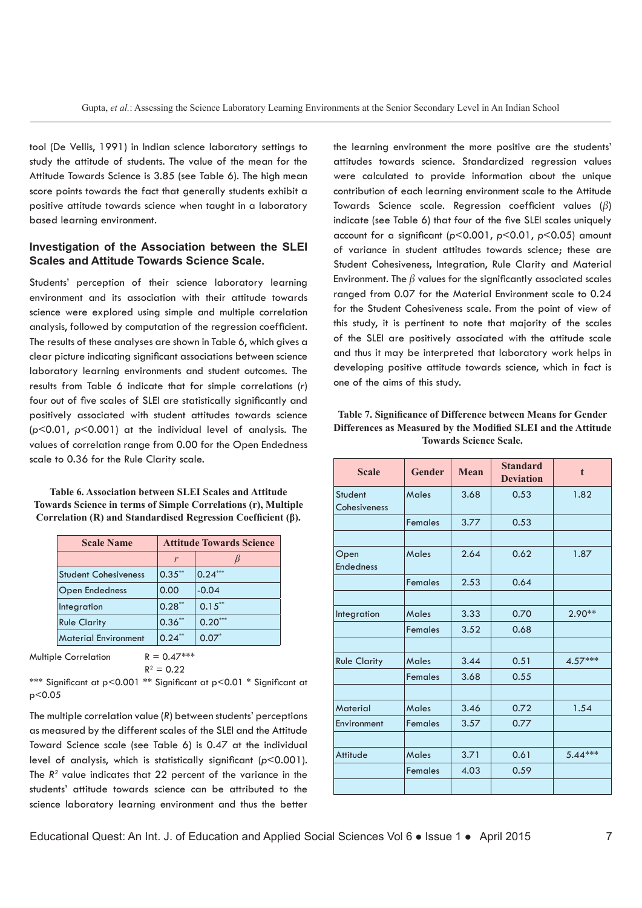tool (De Vellis, 1991) in Indian science laboratory settings to study the attitude of students. The value of the mean for the Attitude Towards Science is 3.85 (see Table 6). The high mean score points towards the fact that generally students exhibit a positive attitude towards science when taught in a laboratory based learning environment.

### Investigation of the Association between the SLEI Scales and Attitude Towards Science Scale.

Students' perception of their science laboratory learning environment and its association with their attitude towards science were explored using simple and multiple correlation analysis, followed by computation of the regression coefficient. The results of these analyses are shown in Table 6, which gives a clear picture indicating significant associations between science laboratory learning environments and student outcomes. The results from Table 6 indicate that for simple correlations ($r$) four out of five scales of SLEI are statistically significantly and positively associated with student attitudes towards science ($p<0.01$, $p<0.001$) at the individual level of analysis. The values of correlation range from 0.00 for the Open Endedness scale to 0.36 for the Rule Clarity scale.

**Table 6. Association between SLEI Scales and Attitude Towards Science in terms of Simple Correlations (r), Multiple Correlation (R) and Standardised Regression Coefficient (β).**

| Scale Name | Attitude Towards Science | |
|---|---|---|
| | $r$ | $\beta$ |
| Student Cohesiveness | $0.35^{**}$ | $0.24^{***}$ |
| Open Endedness | 0.00 | -0.04 |
| Integration | $0.28^{**}$ | $0.15^{**}$ |
| Rule Clarity | $0.36^{**}$ | $0.20^{***}$ |
| Material Environment | $0.24^{**}$ | $0.07^{*}$ |

Multiple Correlation $R = 0.47^{***}$

$R^2 = 0.22$

*** Significant at $p<0.001$ ** Significant at $p<0.01$ * Significant at $p<0.05$

The multiple correlation value ($R$) between students' perceptions as measured by the different scales of the SLEI and the Attitude Toward Science scale (see Table 6) is 0.47 at the individual level of analysis, which is statistically significant ($p<0.001$). The $R^2$ value indicates that 22 percent of the variance in the students' attitude towards science can be attributed to the science laboratory learning environment and thus the better the learning environment the more positive are the students' attitudes towards science. Standardized regression values were calculated to provide information about the unique contribution of each learning environment scale to the Attitude Towards Science scale. Regression coefficient values ($\beta$) indicate (see Table 6) that four of the five SLEI scales uniquely account for a significant ($p<0.001$, $p<0.01$, $p<0.05$) amount of variance in student attitudes towards science; these are Student Cohesiveness, Integration, Rule Clarity and Material Environment. The $\beta$ values for the significantly associated scales ranged from 0.07 for the Material Environment scale to 0.24 for the Student Cohesiveness scale. From the point of view of this study, it is pertinent to note that majority of the scales of the SLEI are positively associated with the attitude scale and thus it may be interpreted that laboratory work helps in developing positive attitude towards science, which in fact is one of the aims of this study.

**Table 7. Significance of Difference between Means for Gender Differences as Measured by the Modified SLEI and the Attitude Towards Science Scale.**

| Scale | Gender | Mean | Standard Deviation | t |
|---|---|---|---|---|
| Student Cohesiveness | Males | 3.68 | 0.53 | 1.82 |
| | Females | 3.77 | 0.53 | |
| Open Endedness | Males | 2.64 | 0.62 | 1.87 |
| | Females | 2.53 | 0.64 | |
| Integration | Males | 3.33 | 0.70 | 2.90** |
| | Females | 3.52 | 0.68 | |
| Rule Clarity | Males | 3.44 | 0.51 | 4.57*** |
| | Females | 3.68 | 0.55 | |
| Material Environment | Males | 3.46 | 0.72 | 1.54 |
| | Females | 3.57 | 0.77 | |
| Attitude | Males | 3.71 | 0.61 | 5.44*** |
| | Females | 4.03 | 0.59 | |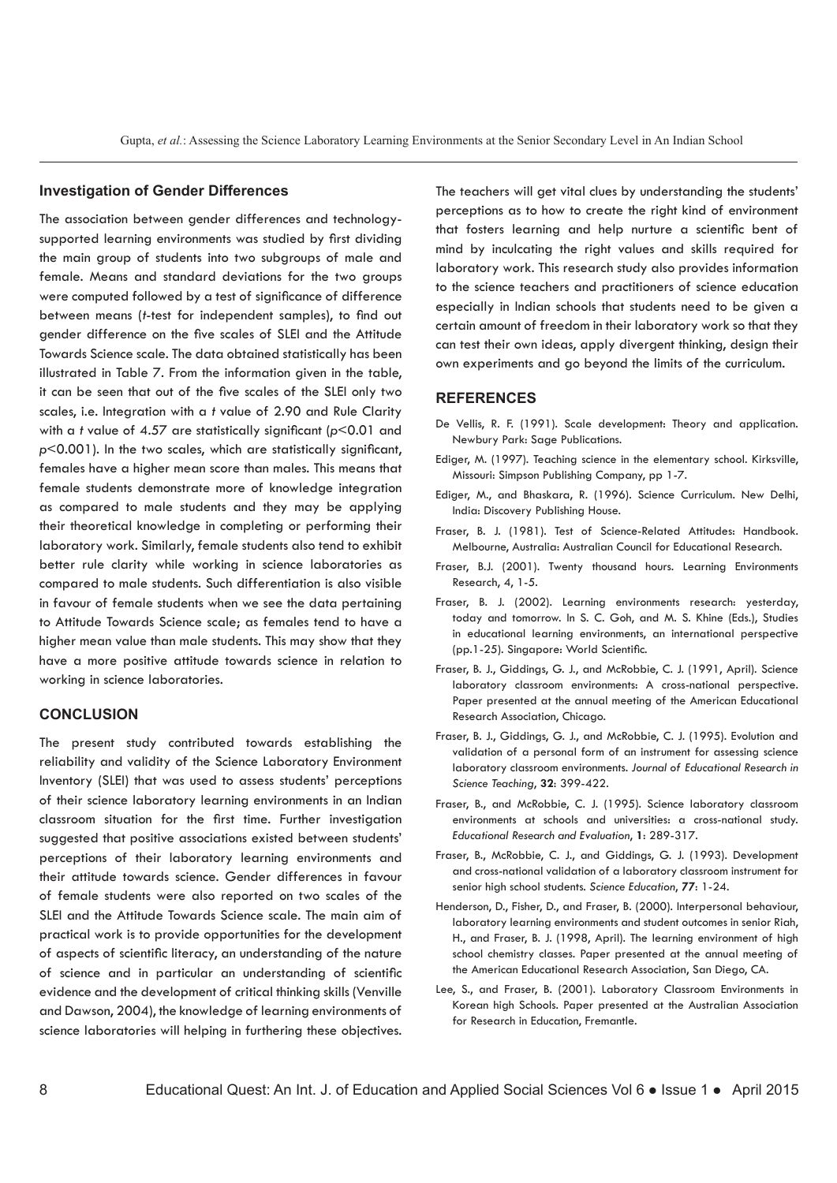### Investigation of Gender Differences

The association between gender differences and technology-supported learning environments was studied by first dividing the main group of students into two subgroups of male and female. Means and standard deviations for the two groups were computed followed by a test of significance of difference between means (*t*-test for independent samples), to find out gender difference on the five scales of SLEI and the Attitude Towards Science scale. The data obtained statistically has been illustrated in Table 7. From the information given in the table, it can be seen that out of the five scales of the SLEI only two scales, i.e. Integration with a *t* value of 2.90 and Rule Clarity with a *t* value of 4.57 are statistically significant ($p<0.01$ and $p<0.001$). In the two scales, which are statistically significant, females have a higher mean score than males. This means that female students demonstrate more of knowledge integration as compared to male students and they may be applying their theoretical knowledge in completing or performing their laboratory work. Similarly, female students also tend to exhibit better rule clarity while working in science laboratories as compared to male students. Such differentiation is also visible in favour of female students when we see the data pertaining to Attitude Towards Science scale; as females tend to have a higher mean value than male students. This may show that they have a more positive attitude towards science in relation to working in science laboratories.

### CONCLUSION

The present study contributed towards establishing the reliability and validity of the Science Laboratory Environment Inventory (SLEI) that was used to assess students' perceptions of their science laboratory learning environments in an Indian classroom situation for the first time. Further investigation suggested that positive associations existed between students' perceptions of their laboratory learning environments and their attitude towards science. Gender differences in favour of female students were also reported on two scales of the SLEI and the Attitude Towards Science scale. The main aim of practical work is to provide opportunities for the development of aspects of scientific literacy, an understanding of the nature of science and in particular an understanding of scientific evidence and the development of critical thinking skills (Venville and Dawson, 2004), the knowledge of learning environments of science laboratories will helping in furthering these objectives. The teachers will get vital clues by understanding the students' perceptions as to how to create the right kind of environment that fosters learning and help nurture a scientific bent of mind by inculcating the right values and skills required for laboratory work. This research study also provides information to the science teachers and practitioners of science education especially in Indian schools that students need to be given a certain amount of freedom in their laboratory work so that they can test their own ideas, apply divergent thinking, design their own experiments and go beyond the limits of the curriculum.

### REFERENCES

De Vellis, R. F. (1991). Scale development: Theory and application. Newbury Park: Sage Publications.

Ediger, M. (1997). Teaching science in the elementary school. Kirksville, Missouri: Simpson Publishing Company, pp 1-7.

Ediger, M., and Bhaskara, R. (1996). Science Curriculum. New Delhi, India: Discovery Publishing House.

Fraser, B. J. (1981). Test of Science-Related Attitudes: Handbook. Melbourne, Australia: Australian Council for Educational Research.

Fraser, B.J. (2001). Twenty thousand hours. Learning Environments Research, 4, 1-5.

Fraser, B. J. (2002). Learning environments research: yesterday, today and tomorrow. In S. C. Goh, and M. S. Khine (Eds.), Studies in educational learning environments, an international perspective (pp.1-25). Singapore: World Scientific.

Fraser, B. J., Giddings, G. J., and McRobbie, C. J. (1991, April). Science laboratory classroom environments: A cross-national perspective. Paper presented at the annual meeting of the American Educational Research Association, Chicago.

Fraser, B. J., Giddings, G. J., and McRobbie, C. J. (1995). Evolution and validation of a personal form of an instrument for assessing science laboratory classroom environments. *Journal of Educational Research in Science Teaching*, **32**: 399-422.

Fraser, B., and McRobbie, C. J. (1995). Science laboratory classroom environments at schools and universities: a cross-national study. *Educational Research and Evaluation*, **1**: 289-317.

Fraser, B., McRobbie, C. J., and Giddings, G. J. (1993). Development and cross-national validation of a laboratory classroom instrument for senior high school students. *Science Education*, **77**: 1-24.

Henderson, D., Fisher, D., and Fraser, B. (2000). Interpersonal behaviour, laboratory learning environments and student outcomes in senior Riah, H., and Fraser, B. J. (1998, April). The learning environment of high school chemistry classes. Paper presented at the annual meeting of the American Educational Research Association, San Diego, CA.

Lee, S., and Fraser, B. (2001). Laboratory Classroom Environments in Korean high Schools. Paper presented at the Australian Association for Research in Education, Fremantle.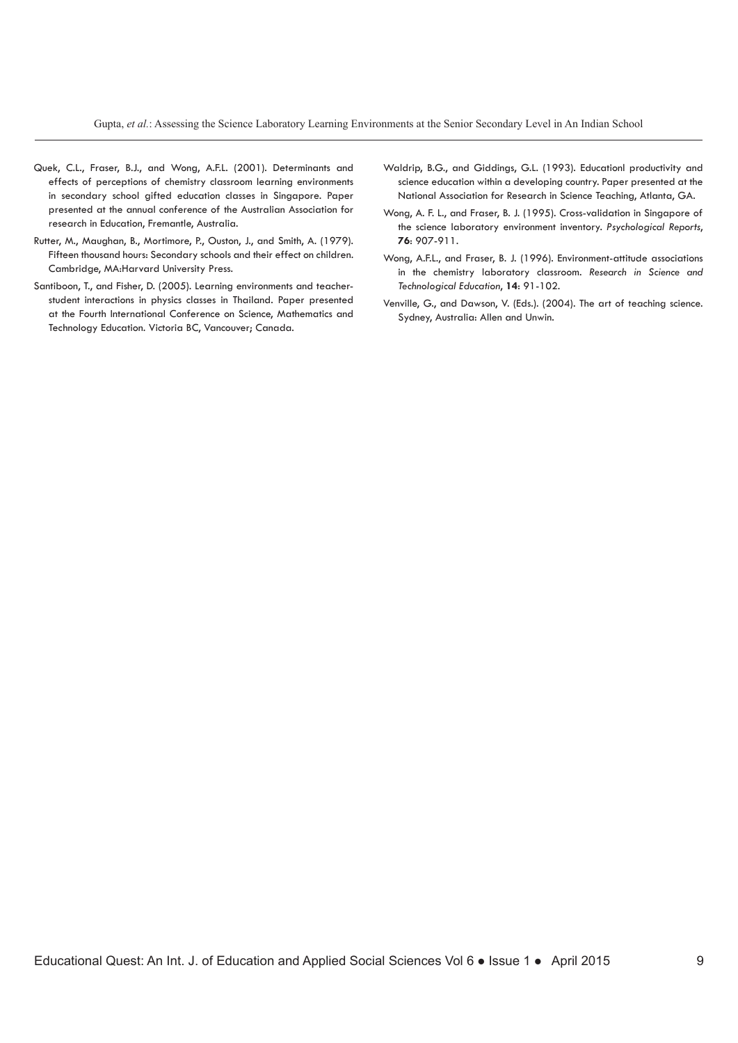Quek, C.L., Fraser, B.J., and Wong, A.F.L. (2001). Determinants and effects of perceptions of chemistry classroom learning environments in secondary school gifted education classes in Singapore. Paper presented at the annual conference of the Australian Association for research in Education, Fremantle, Australia.

Rutter, M., Maughan, B., Mortimore, P., Ouston, J., and Smith, A. (1979). Fifteen thousand hours: Secondary schools and their effect on children. Cambridge, MA:Harvard University Press.

Santiboon, T., and Fisher, D. (2005). Learning environments and teacher-student interactions in physics classes in Thailand. Paper presented at the Fourth International Conference on Science, Mathematics and Technology Education. Victoria BC, Vancouver; Canada.

Waldrip, B.G., and Giddings, G.L. (1993). Educationl productivity and science education within a developing country. Paper presented at the National Association for Research in Science Teaching, Atlanta, GA.

Wong, A. F. L., and Fraser, B. J. (1995). Cross-validation in Singapore of the science laboratory environment inventory. *Psychological Reports*, **76**: 907-911.

Wong, A.F.L., and Fraser, B. J. (1996). Environment-attitude associations in the chemistry laboratory classroom. *Research in Science and Technological Education*, **14**: 91-102.

Venville, G., and Dawson, V. (Eds.). (2004). The art of teaching science. Sydney, Australia: Allen and Unwin.